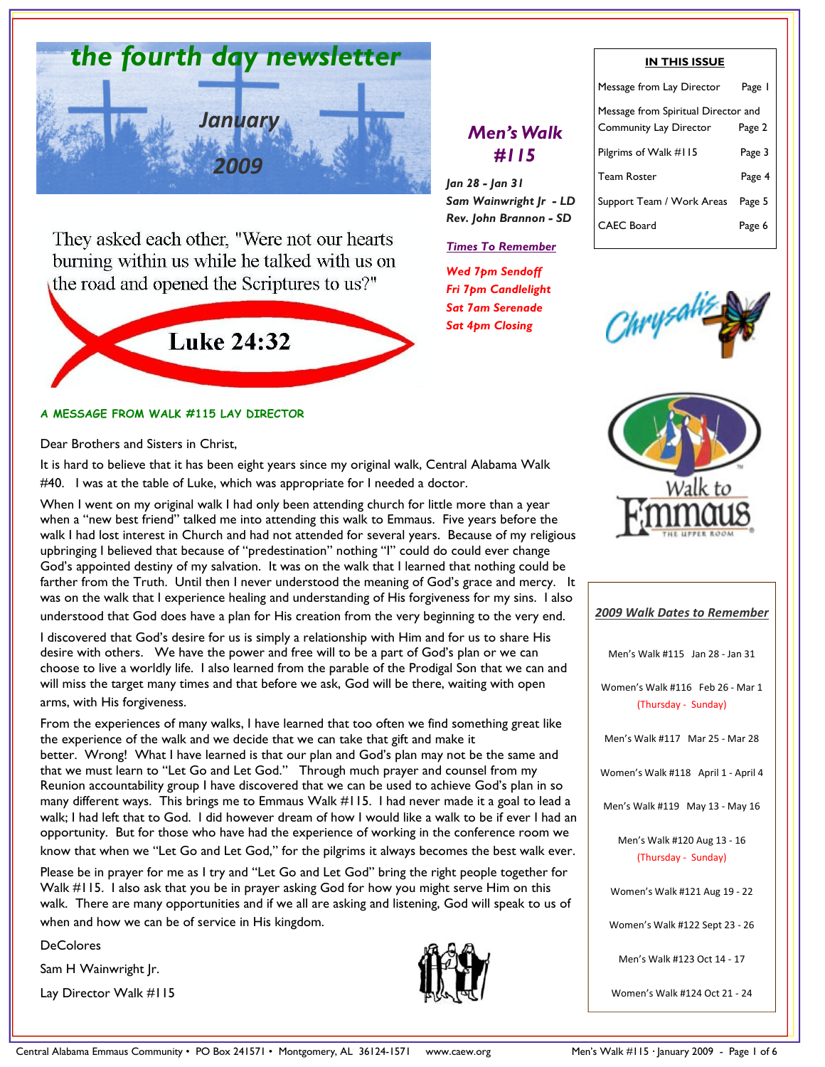# the fourth day newsletter

January

2009

They asked each other, "Were not our hearts burning within us while he talked with us on the road and opened the Scriptures to us?"

Luke 24:32

## *Men's Walk #115*

***Jan 28 - Jan 31***
***Sam Wainwright Jr - LD***
***Rev. John Brannon - SD***

***Times To Remember***

***Wed 7pm Sendoff***
***Fri 7pm Candlelight***
***Sat 7am Serenade***
***Sat 4pm Closing***

**IN THIS ISSUE**

| | |
|---|---|
| Message from Lay Director | Page 1 |
| Message from Spiritual Director and Community Lay Director | Page 2 |
| Pilgrims of Walk #115 | Page 3 |
| Team Roster | Page 4 |
| Support Team / Work Areas | Page 5 |
| CAEC Board | Page 6 |

Chrysalis

Walk to Emmaus — THE UPPER ROOM

### A MESSAGE FROM WALK #115 LAY DIRECTOR

Dear Brothers and Sisters in Christ,

It is hard to believe that it has been eight years since my original walk, Central Alabama Walk #40. I was at the table of Luke, which was appropriate for I needed a doctor.

When I went on my original walk I had only been attending church for little more than a year when a "new best friend" talked me into attending this walk to Emmaus. Five years before the walk I had lost interest in Church and had not attended for several years. Because of my religious upbringing I believed that because of "predestination" nothing "I" could do could ever change God's appointed destiny of my salvation. It was on the walk that I learned that nothing could be farther from the Truth. Until then I never understood the meaning of God's grace and mercy. It was on the walk that I experience healing and understanding of His forgiveness for my sins. I also understood that God does have a plan for His creation from the very beginning to the very end.

I discovered that God's desire for us is simply a relationship with Him and for us to share His desire with others. We have the power and free will to be a part of God's plan or we can choose to live a worldly life. I also learned from the parable of the Prodigal Son that we can and will miss the target many times and that before we ask, God will be there, waiting with open arms, with His forgiveness.

From the experiences of many walks, I have learned that too often we find something great like the experience of the walk and we decide that we can take that gift and make it better. Wrong! What I have learned is that our plan and God's plan may not be the same and that we must learn to "Let Go and Let God." Through much prayer and counsel from my Reunion accountability group I have discovered that we can be used to achieve God's plan in so many different ways. This brings me to Emmaus Walk #115. I had never made it a goal to lead a walk; I had left that to God. I did however dream of how I would like a walk to be if ever I had an opportunity. But for those who have had the experience of working in the conference room we know that when we "Let Go and Let God," for the pilgrims it always becomes the best walk ever.

Please be in prayer for me as I try and "Let Go and Let God" bring the right people together for Walk #115. I also ask that you be in prayer asking God for how you might serve Him on this walk. There are many opportunities and if we all are asking and listening, God will speak to us of when and how we can be of service in His kingdom.

DeColores

Sam H Wainwright Jr.

Lay Director Walk #115

### *2009 Walk Dates to Remember*

Men's Walk #115 Jan 28 - Jan 31

Women's Walk #116 Feb 26 - Mar 1
(Thursday - Sunday)

Men's Walk #117 Mar 25 - Mar 28

Women's Walk #118 April 1 - April 4

Men's Walk #119 May 13 - May 16

Men's Walk #120 Aug 13 - 16
(Thursday - Sunday)

Women's Walk #121 Aug 19 - 22

Women's Walk #122 Sept 23 - 26

Men's Walk #123 Oct 14 - 17

Women's Walk #124 Oct 21 - 24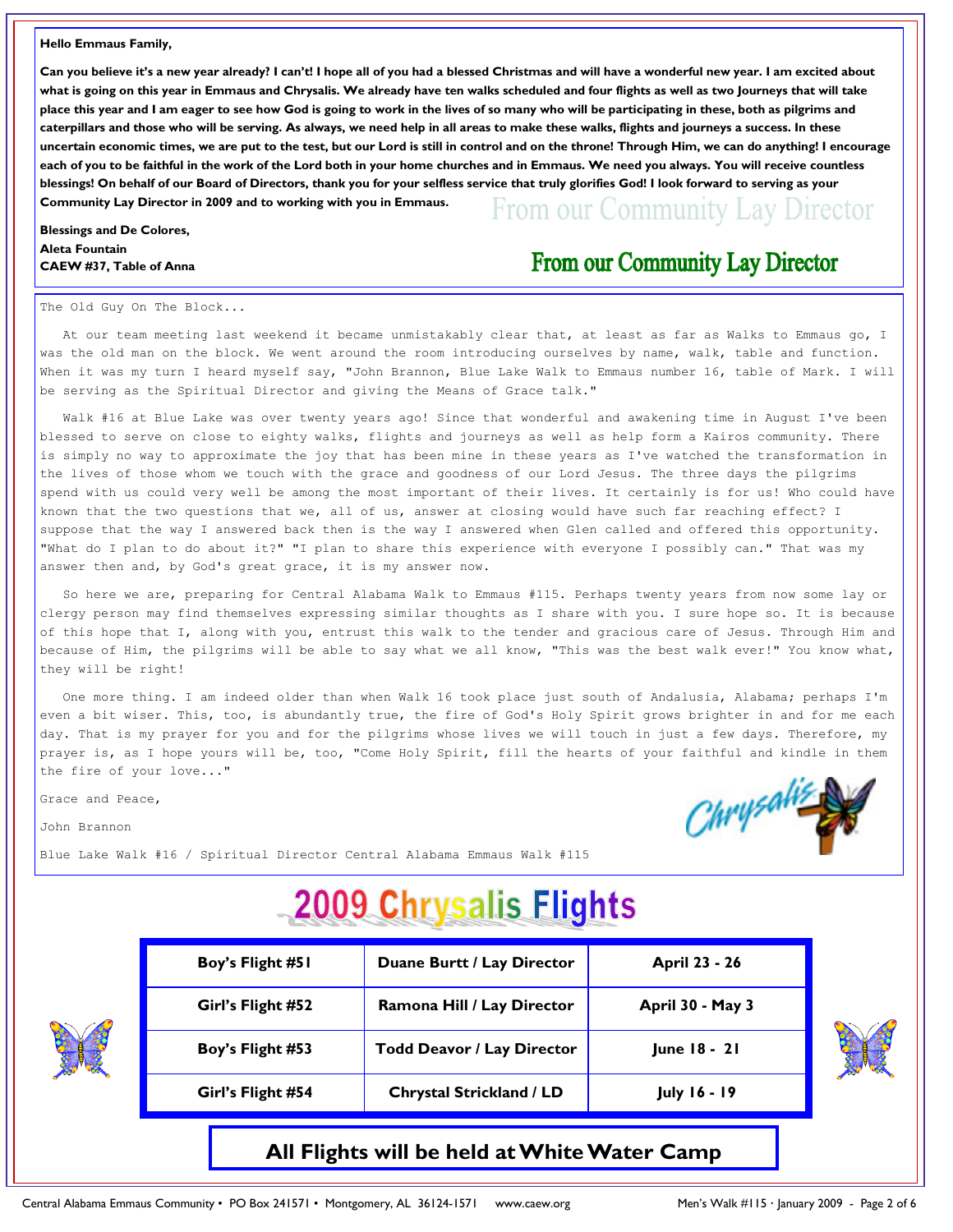## From our Community Lay Director

**Hello Emmaus Family,**

**Can you believe it's a new year already? I can't! I hope all of you had a blessed Christmas and will have a wonderful new year. I am excited about what is going on this year in Emmaus and Chrysalis. We already have ten walks scheduled and four flights as well as two Journeys that will take place this year and I am eager to see how God is going to work in the lives of so many who will be participating in these, both as pilgrims and caterpillars and those who will be serving. As always, we need help in all areas to make these walks, flights and journeys a success. In these uncertain economic times, we are put to the test, but our Lord is still in control and on the throne! Through Him, we can do anything! I encourage each of you to be faithful in the work of the Lord both in your home churches and in Emmaus. We need you always. You will receive countless blessings! On behalf of our Board of Directors, thank you for your selfless service that truly glorifies God! I look forward to serving as your Community Lay Director in 2009 and to working with you in Emmaus.**

**Blessings and De Colores,**
**Aleta Fountain**
**CAEW #37, Table of Anna**

---

The Old Guy On The Block...

At our team meeting last weekend it became unmistakably clear that, at least as far as Walks to Emmaus go, I was the old man on the block. We went around the room introducing ourselves by name, walk, table and function. When it was my turn I heard myself say, "John Brannon, Blue Lake Walk to Emmaus number 16, table of Mark. I will be serving as the Spiritual Director and giving the Means of Grace talk."

Walk #16 at Blue Lake was over twenty years ago! Since that wonderful and awakening time in August I've been blessed to serve on close to eighty walks, flights and journeys as well as help form a Kairos community. There is simply no way to approximate the joy that has been mine in these years as I've watched the transformation in the lives of those whom we touch with the grace and goodness of our Lord Jesus. The three days the pilgrims spend with us could very well be among the most important of their lives. It certainly is for us! Who could have known that the two questions that we, all of us, answer at closing would have such far reaching effect? I suppose that the way I answered back then is the way I answered when Glen called and offered this opportunity. "What do I plan to do about it?" "I plan to share this experience with everyone I possibly can." That was my answer then and, by God's great grace, it is my answer now.

So here we are, preparing for Central Alabama Walk to Emmaus #115. Perhaps twenty years from now some lay or clergy person may find themselves expressing similar thoughts as I share with you. I sure hope so. It is because of this hope that I, along with you, entrust this walk to the tender and gracious care of Jesus. Through Him and because of Him, the pilgrims will be able to say what we all know, "This was the best walk ever!" You know what, they will be right!

One more thing. I am indeed older than when Walk 16 took place just south of Andalusia, Alabama; perhaps I'm even a bit wiser. This, too, is abundantly true, the fire of God's Holy Spirit grows brighter in and for me each day. That is my prayer for you and for the pilgrims whose lives we will touch in just a few days. Therefore, my prayer is, as I hope yours will be, too, "Come Holy Spirit, fill the hearts of your faithful and kindle in them the fire of your love..."

Grace and Peace,

John Brannon

Blue Lake Walk #16 / Spiritual Director Central Alabama Emmaus Walk #115

---

# 2009 Chrysalis Flights

| Flight | Lay Director | Dates |
|---|---|---|
| **Boy's Flight #51** | **Duane Burtt / Lay Director** | **April 23 - 26** |
| **Girl's Flight #52** | **Ramona Hill / Lay Director** | **April 30 - May 3** |
| **Boy's Flight #53** | **Todd Deavor / Lay Director** | **June 18 - 21** |
| **Girl's Flight #54** | **Chrystal Strickland / LD** | **July 16 - 19** |

**All Flights will be held at White Water Camp**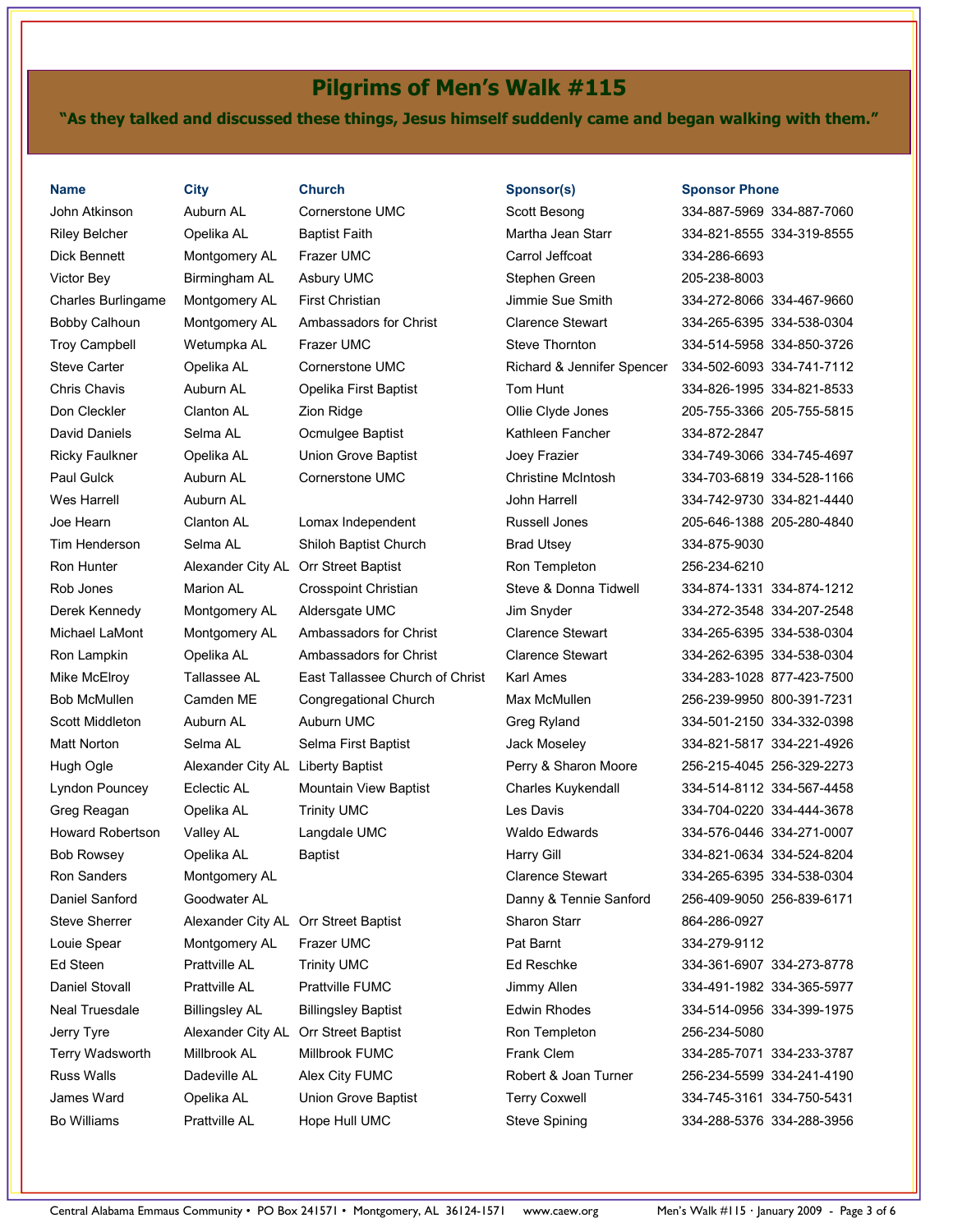# Pilgrims of Men's Walk #115

**"As they talked and discussed these things, Jesus himself suddenly came and began walking with them."**

| Name | City | Church | Sponsor(s) | Sponsor Phone |
|---|---|---|---|---|
| John Atkinson | Auburn AL | Cornerstone UMC | Scott Besong | 334-887-5969 334-887-7060 |
| Riley Belcher | Opelika AL | Baptist Faith | Martha Jean Starr | 334-821-8555 334-319-8555 |
| Dick Bennett | Montgomery AL | Frazer UMC | Carrol Jeffcoat | 334-286-6693 |
| Victor Bey | Birmingham AL | Asbury UMC | Stephen Green | 205-238-8003 |
| Charles Burlingame | Montgomery AL | First Christian | Jimmie Sue Smith | 334-272-8066 334-467-9660 |
| Bobby Calhoun | Montgomery AL | Ambassadors for Christ | Clarence Stewart | 334-265-6395 334-538-0304 |
| Troy Campbell | Wetumpka AL | Frazer UMC | Steve Thornton | 334-514-5958 334-850-3726 |
| Steve Carter | Opelika AL | Cornerstone UMC | Richard & Jennifer Spencer | 334-502-6093 334-741-7112 |
| Chris Chavis | Auburn AL | Opelika First Baptist | Tom Hunt | 334-826-1995 334-821-8533 |
| Don Cleckler | Clanton AL | Zion Ridge | Ollie Clyde Jones | 205-755-3366 205-755-5815 |
| David Daniels | Selma AL | Ocmulgee Baptist | Kathleen Fancher | 334-872-2847 |
| Ricky Faulkner | Opelika AL | Union Grove Baptist | Joey Frazier | 334-749-3066 334-745-4697 |
| Paul Gulck | Auburn AL | Cornerstone UMC | Christine McIntosh | 334-703-6819 334-528-1166 |
| Wes Harrell | Auburn AL | | John Harrell | 334-742-9730 334-821-4440 |
| Joe Hearn | Clanton AL | Lomax Independent | Russell Jones | 205-646-1388 205-280-4840 |
| Tim Henderson | Selma AL | Shiloh Baptist Church | Brad Utsey | 334-875-9030 |
| Ron Hunter | Alexander City AL | Orr Street Baptist | Ron Templeton | 256-234-6210 |
| Rob Jones | Marion AL | Crosspoint Christian | Steve & Donna Tidwell | 334-874-1331 334-874-1212 |
| Derek Kennedy | Montgomery AL | Aldersgate UMC | Jim Snyder | 334-272-3548 334-207-2548 |
| Michael LaMont | Montgomery AL | Ambassadors for Christ | Clarence Stewart | 334-265-6395 334-538-0304 |
| Ron Lampkin | Opelika AL | Ambassadors for Christ | Clarence Stewart | 334-262-6395 334-538-0304 |
| Mike McElroy | Tallassee AL | East Tallassee Church of Christ | Karl Ames | 334-283-1028 877-423-7500 |
| Bob McMullen | Camden ME | Congregational Church | Max McMullen | 256-239-9950 800-391-7231 |
| Scott Middleton | Auburn AL | Auburn UMC | Greg Ryland | 334-501-2150 334-332-0398 |
| Matt Norton | Selma AL | Selma First Baptist | Jack Moseley | 334-821-5817 334-221-4926 |
| Hugh Ogle | Alexander City AL | Liberty Baptist | Perry & Sharon Moore | 256-215-4045 256-329-2273 |
| Lyndon Pouncey | Eclectic AL | Mountain View Baptist | Charles Kuykendall | 334-514-8112 334-567-4458 |
| Greg Reagan | Opelika AL | Trinity UMC | Les Davis | 334-704-0220 334-444-3678 |
| Howard Robertson | Valley AL | Langdale UMC | Waldo Edwards | 334-576-0446 334-271-0007 |
| Bob Rowsey | Opelika AL | Baptist | Harry Gill | 334-821-0634 334-524-8204 |
| Ron Sanders | Montgomery AL | | Clarence Stewart | 334-265-6395 334-538-0304 |
| Daniel Sanford | Goodwater AL | | Danny & Tennie Sanford | 256-409-9050 256-839-6171 |
| Steve Sherrer | Alexander City AL | Orr Street Baptist | Sharon Starr | 864-286-0927 |
| Louie Spear | Montgomery AL | Frazer UMC | Pat Barnt | 334-279-9112 |
| Ed Steen | Prattville AL | Trinity UMC | Ed Reschke | 334-361-6907 334-273-8778 |
| Daniel Stovall | Prattville AL | Prattville FUMC | Jimmy Allen | 334-491-1982 334-365-5977 |
| Neal Truesdale | Billingsley AL | Billingsley Baptist | Edwin Rhodes | 334-514-0956 334-399-1975 |
| Jerry Tyre | Alexander City AL | Orr Street Baptist | Ron Templeton | 256-234-5080 |
| Terry Wadsworth | Millbrook AL | Millbrook FUMC | Frank Clem | 334-285-7071 334-233-3787 |
| Russ Walls | Dadeville AL | Alex City FUMC | Robert & Joan Turner | 256-234-5599 334-241-4190 |
| James Ward | Opelika AL | Union Grove Baptist | Terry Coxwell | 334-745-3161 334-750-5431 |
| Bo Williams | Prattville AL | Hope Hull UMC | Steve Spining | 334-288-5376 334-288-3956 |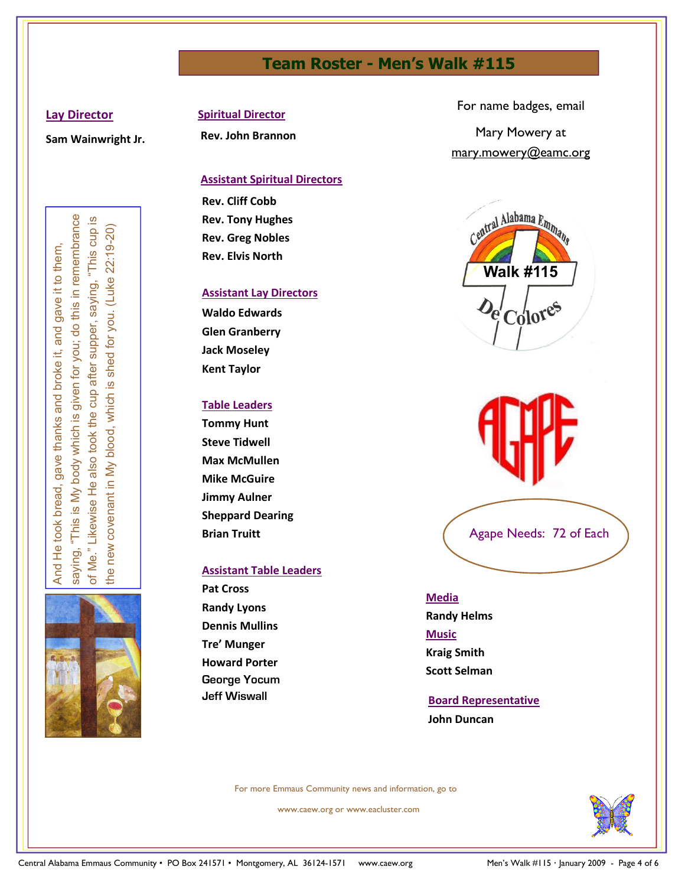# Team Roster - Men's Walk #115

## Lay Director

**Sam Wainwright Jr.**

And He took bread, gave thanks and broke it, and gave it to them, saying, "This is My body which is given for you; do this in remembrance of Me." Likewise He also took the cup after supper, saying, "This cup is the new covenant in My blood, which is shed for you. (Luke 22:19-20)

## Spiritual Director

**Rev. John Brannon**

## Assistant Spiritual Directors

**Rev. Cliff Cobb**
**Rev. Tony Hughes**
**Rev. Greg Nobles**
**Rev. Elvis North**

## Assistant Lay Directors

**Waldo Edwards**
**Glen Granberry**
**Jack Moseley**
**Kent Taylor**

## Table Leaders

**Tommy Hunt**
**Steve Tidwell**
**Max McMullen**
**Mike McGuire**
**Jimmy Aulner**
**Sheppard Dearing**
**Brian Truitt**

## Assistant Table Leaders

**Pat Cross**
**Randy Lyons**
**Dennis Mullins**
**Tre' Munger**
**Howard Porter**
**George Yocum**
**Jeff Wiswall**

For name badges, email Mary Mowery at mary.mowery@eamc.org

Central Alabama Emmaus
Walk #115
De Colores

AGAPE

Agape Needs: 72 of Each

## Media

**Randy Helms**

## Music

**Kraig Smith**
**Scott Selman**

## Board Representative

**John Duncan**

For more Emmaus Community news and information, go to www.caew.org or www.eacluster.com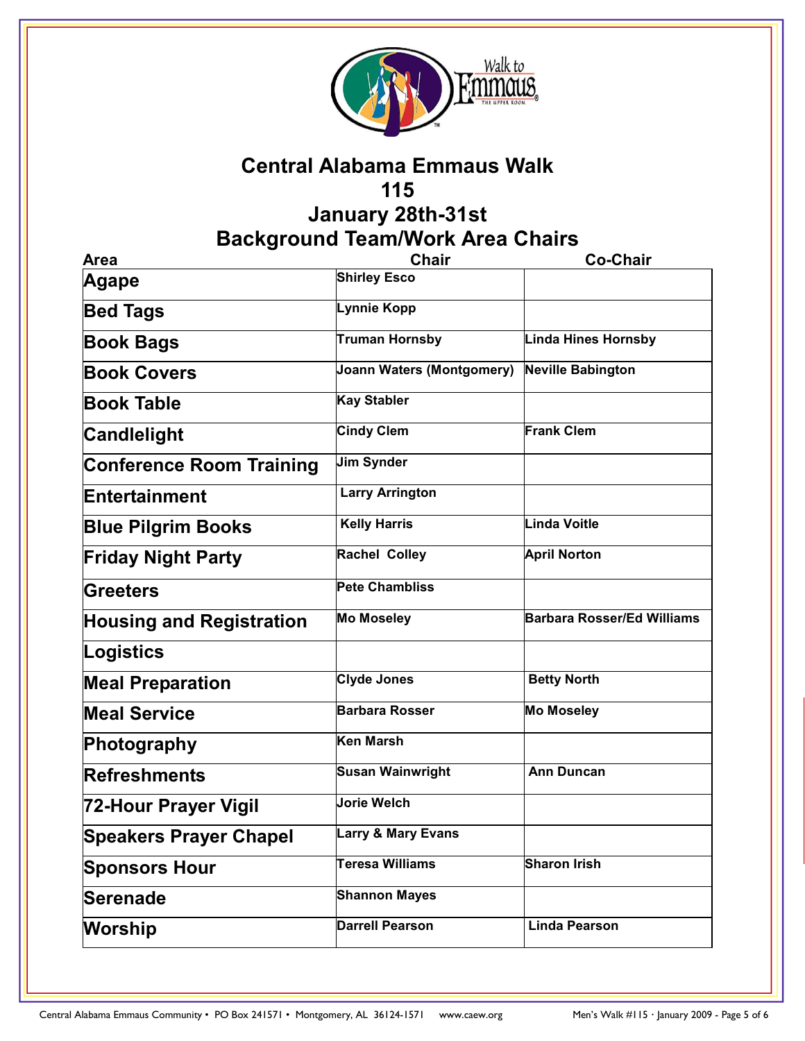# Central Alabama Emmaus Walk

## 115

## January 28th-31st

## Background Team/Work Area Chairs

| Area | Chair | Co-Chair |
|---|---|---|
| Agape | Shirley Esco | |
| Bed Tags | Lynnie Kopp | |
| Book Bags | Truman Hornsby | Linda Hines Hornsby |
| Book Covers | Joann Waters (Montgomery) | Neville Babington |
| Book Table | Kay Stabler | |
| Candlelight | Cindy Clem | Frank Clem |
| Conference Room Training | Jim Synder | |
| Entertainment | Larry Arrington | |
| Blue Pilgrim Books | Kelly Harris | Linda Voitle |
| Friday Night Party | Rachel Colley | April Norton |
| Greeters | Pete Chambliss | |
| Housing and Registration | Mo Moseley | Barbara Rosser/Ed Williams |
| Logistics | | |
| Meal Preparation | Clyde Jones | Betty North |
| Meal Service | Barbara Rosser | Mo Moseley |
| Photography | Ken Marsh | |
| Refreshments | Susan Wainwright | Ann Duncan |
| 72-Hour Prayer Vigil | Jorie Welch | |
| Speakers Prayer Chapel | Larry & Mary Evans | |
| Sponsors Hour | Teresa Williams | Sharon Irish |
| Serenade | Shannon Mayes | |
| Worship | Darrell Pearson | Linda Pearson |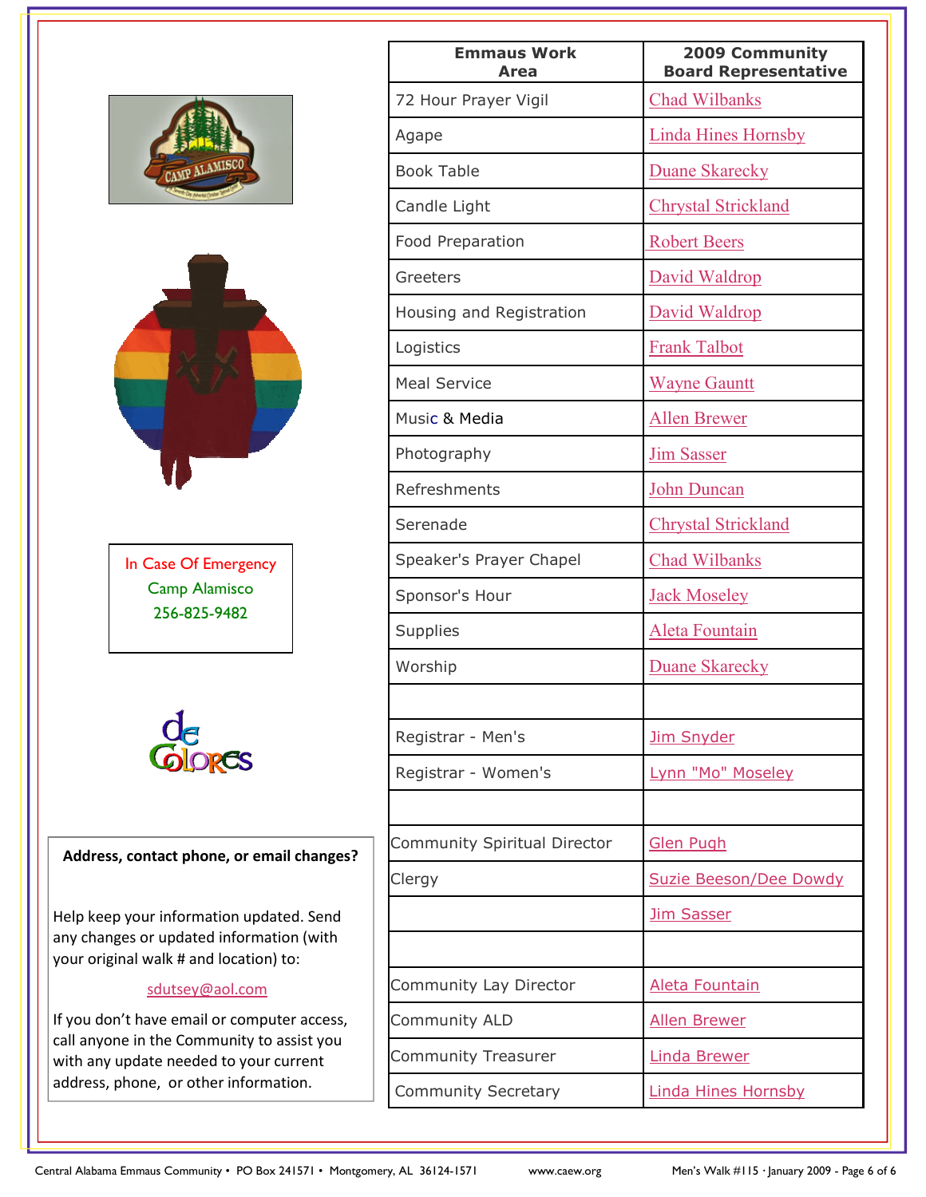| Emmaus Work Area | 2009 Community Board Representative |
|---|---|
| 72 Hour Prayer Vigil | Chad Wilbanks |
| Agape | Linda Hines Hornsby |
| Book Table | Duane Skarecky |
| Candle Light | Chrystal Strickland |
| Food Preparation | Robert Beers |
| Greeters | David Waldrop |
| Housing and Registration | David Waldrop |
| Logistics | Frank Talbot |
| Meal Service | Wayne Gauntt |
| Music & Media | Allen Brewer |
| Photography | Jim Sasser |
| Refreshments | John Duncan |
| Serenade | Chrystal Strickland |
| Speaker's Prayer Chapel | Chad Wilbanks |
| Sponsor's Hour | Jack Moseley |
| Supplies | Aleta Fountain |
| Worship | Duane Skarecky |
| | |
| Registrar - Men's | Jim Snyder |
| Registrar - Women's | Lynn "Mo" Moseley |
| | |
| Community Spiritual Director | Glen Pugh |
| Clergy | Suzie Beeson/Dee Dowdy |
| | Jim Sasser |
| | |
| Community Lay Director | Aleta Fountain |
| Community ALD | Allen Brewer |
| Community Treasurer | Linda Brewer |
| Community Secretary | Linda Hines Hornsby |

In Case Of Emergency
Camp Alamisco
256-825-9482

**Address, contact phone, or email changes?**

Help keep your information updated. Send any changes or updated information (with your original walk # and location) to:

sdutsey@aol.com

If you don't have email or computer access, call anyone in the Community to assist you with any update needed to your current address, phone, or other information.